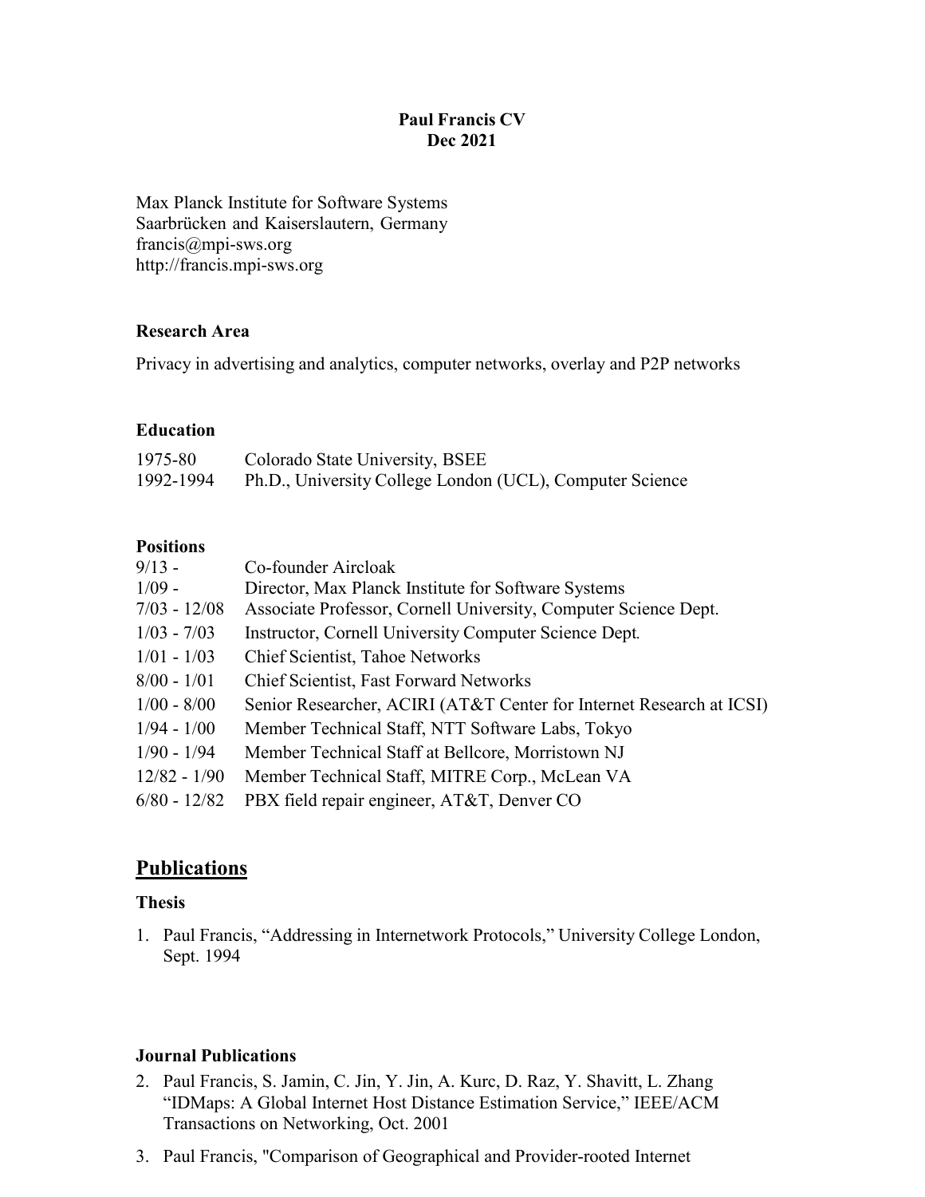# Paul Francis CV
**Dec 2021**

Max Planck Institute for Software Systems
Saarbrücken and Kaiserslautern, Germany
francis@mpi-sws.org
http://francis.mpi-sws.org

### Research Area

Privacy in advertising and analytics, computer networks, overlay and P2P networks

### Education

| | |
|---|---|
| 1975-80 | Colorado State University, BSEE |
| 1992-1994 | Ph.D., University College London (UCL), Computer Science |

### Positions

| | |
|---|---|
| 9/13 - | Co-founder Aircloak |
| 1/09 - | Director, Max Planck Institute for Software Systems |
| 7/03 - 12/08 | Associate Professor, Cornell University, Computer Science Dept. |
| 1/03 - 7/03 | Instructor, Cornell University Computer Science Dept. |
| 1/01 - 1/03 | Chief Scientist, Tahoe Networks |
| 8/00 - 1/01 | Chief Scientist, Fast Forward Networks |
| 1/00 - 8/00 | Senior Researcher, ACIRI (AT&T Center for Internet Research at ICSI) |
| 1/94 - 1/00 | Member Technical Staff, NTT Software Labs, Tokyo |
| 1/90 - 1/94 | Member Technical Staff at Bellcore, Morristown NJ |
| 12/82 - 1/90 | Member Technical Staff, MITRE Corp., McLean VA |
| 6/80 - 12/82 | PBX field repair engineer, AT&T, Denver CO |

## Publications

### Thesis

1. Paul Francis, "Addressing in Internetwork Protocols," University College London, Sept. 1994

### Journal Publications

2. Paul Francis, S. Jamin, C. Jin, Y. Jin, A. Kurc, D. Raz, Y. Shavitt, L. Zhang "IDMaps: A Global Internet Host Distance Estimation Service," IEEE/ACM Transactions on Networking, Oct. 2001
3. Paul Francis, "Comparison of Geographical and Provider-rooted Internet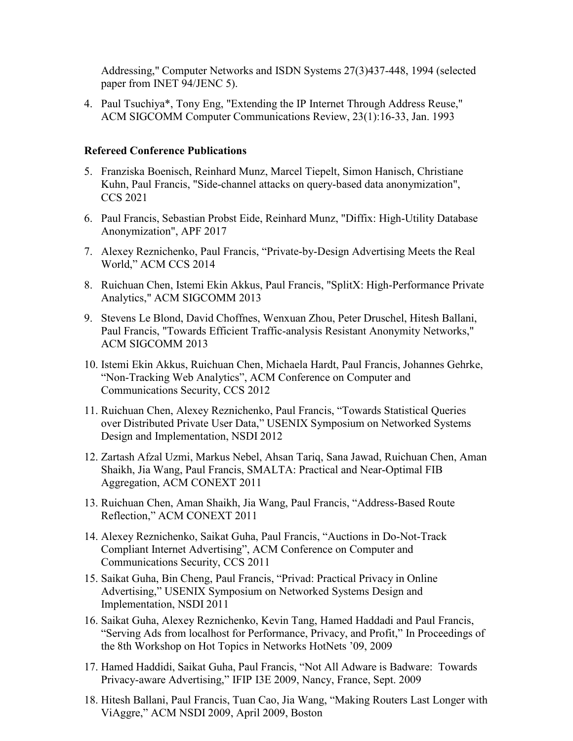Addressing," Computer Networks and ISDN Systems 27(3)437-448, 1994 (selected paper from INET 94/JENC 5).

4. Paul Tsuchiya*, Tony Eng, "Extending the IP Internet Through Address Reuse," ACM SIGCOMM Computer Communications Review, 23(1):16-33, Jan. 1993

**Refereed Conference Publications**

5. Franziska Boenisch, Reinhard Munz, Marcel Tiepelt, Simon Hanisch, Christiane Kuhn, Paul Francis, "Side-channel attacks on query-based data anonymization", CCS 2021
6. Paul Francis, Sebastian Probst Eide, Reinhard Munz, "Diffix: High-Utility Database Anonymization", APF 2017
7. Alexey Reznichenko, Paul Francis, "Private-by-Design Advertising Meets the Real World," ACM CCS 2014
8. Ruichuan Chen, Istemi Ekin Akkus, Paul Francis, "SplitX: High-Performance Private Analytics," ACM SIGCOMM 2013
9. Stevens Le Blond, David Choffnes, Wenxuan Zhou, Peter Druschel, Hitesh Ballani, Paul Francis, "Towards Efficient Traffic-analysis Resistant Anonymity Networks," ACM SIGCOMM 2013
10. Istemi Ekin Akkus, Ruichuan Chen, Michaela Hardt, Paul Francis, Johannes Gehrke, "Non-Tracking Web Analytics", ACM Conference on Computer and Communications Security, CCS 2012
11. Ruichuan Chen, Alexey Reznichenko, Paul Francis, "Towards Statistical Queries over Distributed Private User Data," USENIX Symposium on Networked Systems Design and Implementation, NSDI 2012
12. Zartash Afzal Uzmi, Markus Nebel, Ahsan Tariq, Sana Jawad, Ruichuan Chen, Aman Shaikh, Jia Wang, Paul Francis, SMALTA: Practical and Near-Optimal FIB Aggregation, ACM CONEXT 2011
13. Ruichuan Chen, Aman Shaikh, Jia Wang, Paul Francis, "Address-Based Route Reflection," ACM CONEXT 2011
14. Alexey Reznichenko, Saikat Guha, Paul Francis, "Auctions in Do-Not-Track Compliant Internet Advertising", ACM Conference on Computer and Communications Security, CCS 2011
15. Saikat Guha, Bin Cheng, Paul Francis, "Privad: Practical Privacy in Online Advertising," USENIX Symposium on Networked Systems Design and Implementation, NSDI 2011
16. Saikat Guha, Alexey Reznichenko, Kevin Tang, Hamed Haddadi and Paul Francis, "Serving Ads from localhost for Performance, Privacy, and Profit," In Proceedings of the 8th Workshop on Hot Topics in Networks HotNets '09, 2009
17. Hamed Haddidi, Saikat Guha, Paul Francis, "Not All Adware is Badware: Towards Privacy-aware Advertising," IFIP I3E 2009, Nancy, France, Sept. 2009
18. Hitesh Ballani, Paul Francis, Tuan Cao, Jia Wang, "Making Routers Last Longer with ViAggre," ACM NSDI 2009, April 2009, Boston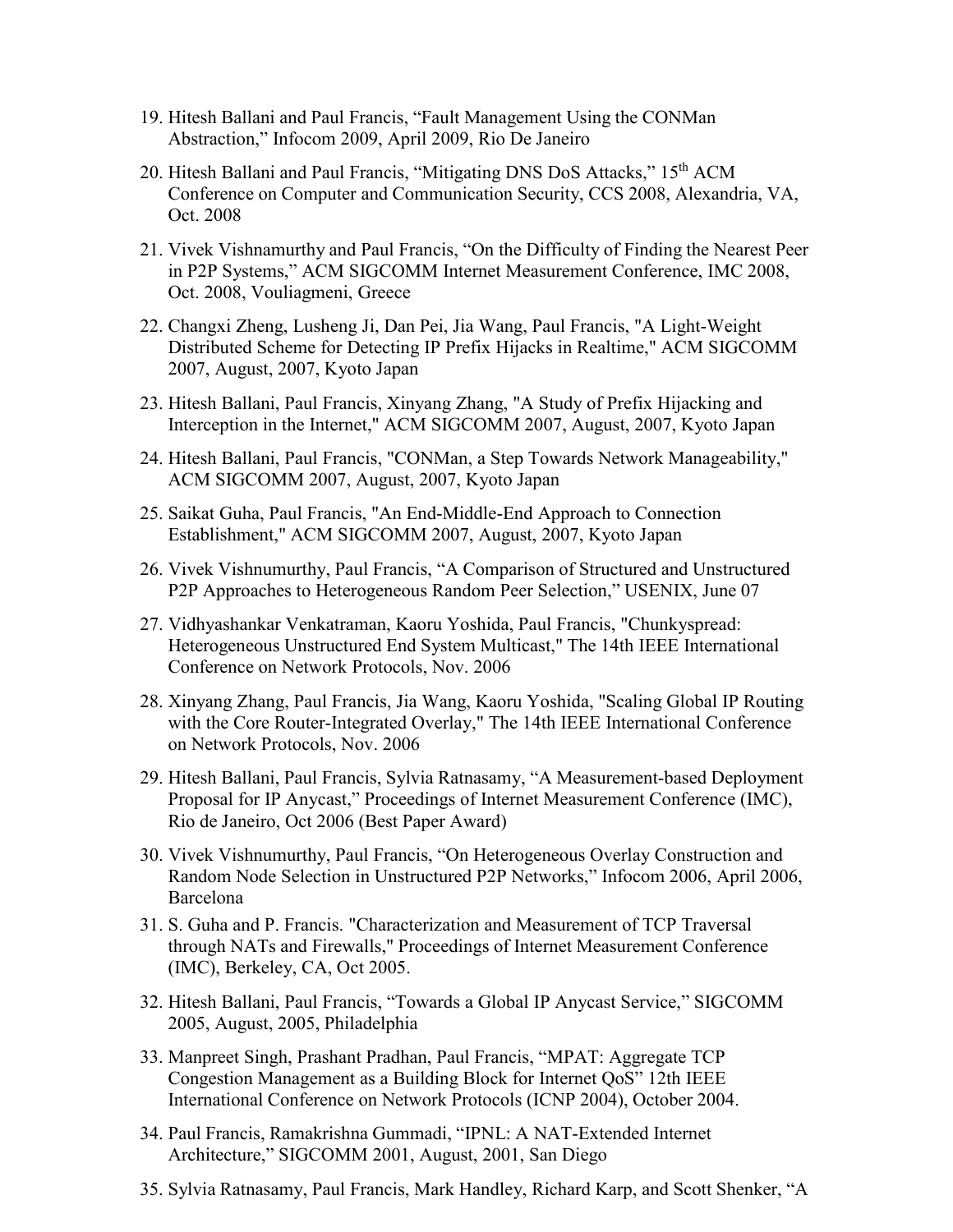19. Hitesh Ballani and Paul Francis, “Fault Management Using the CONMan Abstraction,” Infocom 2009, April 2009, Rio De Janeiro
20. Hitesh Ballani and Paul Francis, “Mitigating DNS DoS Attacks,” 15th ACM Conference on Computer and Communication Security, CCS 2008, Alexandria, VA, Oct. 2008
21. Vivek Vishnamurthy and Paul Francis, “On the Difficulty of Finding the Nearest Peer in P2P Systems,” ACM SIGCOMM Internet Measurement Conference, IMC 2008, Oct. 2008, Vouliagmeni, Greece
22. Changxi Zheng, Lusheng Ji, Dan Pei, Jia Wang, Paul Francis, "A Light-Weight Distributed Scheme for Detecting IP Prefix Hijacks in Realtime," ACM SIGCOMM 2007, August, 2007, Kyoto Japan
23. Hitesh Ballani, Paul Francis, Xinyang Zhang, "A Study of Prefix Hijacking and Interception in the Internet," ACM SIGCOMM 2007, August, 2007, Kyoto Japan
24. Hitesh Ballani, Paul Francis, "CONMan, a Step Towards Network Manageability," ACM SIGCOMM 2007, August, 2007, Kyoto Japan
25. Saikat Guha, Paul Francis, "An End-Middle-End Approach to Connection Establishment," ACM SIGCOMM 2007, August, 2007, Kyoto Japan
26. Vivek Vishnumurthy, Paul Francis, “A Comparison of Structured and Unstructured P2P Approaches to Heterogeneous Random Peer Selection,” USENIX, June 07
27. Vidhyashankar Venkatraman, Kaoru Yoshida, Paul Francis, "Chunkyspread: Heterogeneous Unstructured End System Multicast," The 14th IEEE International Conference on Network Protocols, Nov. 2006
28. Xinyang Zhang, Paul Francis, Jia Wang, Kaoru Yoshida, "Scaling Global IP Routing with the Core Router-Integrated Overlay," The 14th IEEE International Conference on Network Protocols, Nov. 2006
29. Hitesh Ballani, Paul Francis, Sylvia Ratnasamy, “A Measurement-based Deployment Proposal for IP Anycast,” Proceedings of Internet Measurement Conference (IMC), Rio de Janeiro, Oct 2006 (Best Paper Award)
30. Vivek Vishnumurthy, Paul Francis, “On Heterogeneous Overlay Construction and Random Node Selection in Unstructured P2P Networks,” Infocom 2006, April 2006, Barcelona
31. S. Guha and P. Francis. "Characterization and Measurement of TCP Traversal through NATs and Firewalls," Proceedings of Internet Measurement Conference (IMC), Berkeley, CA, Oct 2005.
32. Hitesh Ballani, Paul Francis, “Towards a Global IP Anycast Service,” SIGCOMM 2005, August, 2005, Philadelphia
33. Manpreet Singh, Prashant Pradhan, Paul Francis, “MPAT: Aggregate TCP Congestion Management as a Building Block for Internet QoS” 12th IEEE International Conference on Network Protocols (ICNP 2004), October 2004.
34. Paul Francis, Ramakrishna Gummadi, “IPNL: A NAT-Extended Internet Architecture,” SIGCOMM 2001, August, 2001, San Diego
35. Sylvia Ratnasamy, Paul Francis, Mark Handley, Richard Karp, and Scott Shenker, “A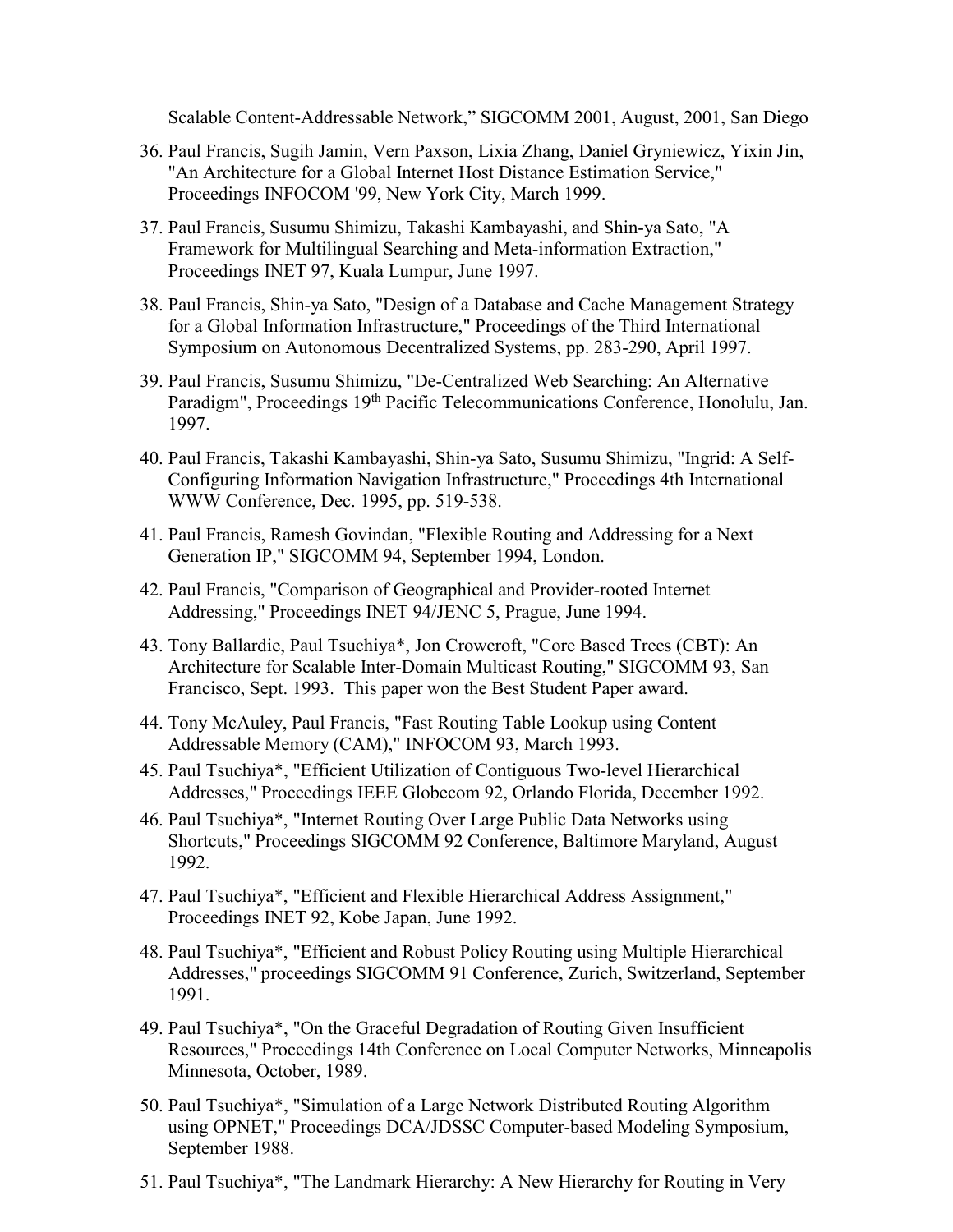Scalable Content-Addressable Network," SIGCOMM 2001, August, 2001, San Diego

36. Paul Francis, Sugih Jamin, Vern Paxson, Lixia Zhang, Daniel Gryniewicz, Yixin Jin, "An Architecture for a Global Internet Host Distance Estimation Service," Proceedings INFOCOM '99, New York City, March 1999.
37. Paul Francis, Susumu Shimizu, Takashi Kambayashi, and Shin-ya Sato, "A Framework for Multilingual Searching and Meta-information Extraction," Proceedings INET 97, Kuala Lumpur, June 1997.
38. Paul Francis, Shin-ya Sato, "Design of a Database and Cache Management Strategy for a Global Information Infrastructure," Proceedings of the Third International Symposium on Autonomous Decentralized Systems, pp. 283-290, April 1997.
39. Paul Francis, Susumu Shimizu, "De-Centralized Web Searching: An Alternative Paradigm", Proceedings 19th Pacific Telecommunications Conference, Honolulu, Jan. 1997.
40. Paul Francis, Takashi Kambayashi, Shin-ya Sato, Susumu Shimizu, "Ingrid: A Self-Configuring Information Navigation Infrastructure," Proceedings 4th International WWW Conference, Dec. 1995, pp. 519-538.
41. Paul Francis, Ramesh Govindan, "Flexible Routing and Addressing for a Next Generation IP," SIGCOMM 94, September 1994, London.
42. Paul Francis, "Comparison of Geographical and Provider-rooted Internet Addressing," Proceedings INET 94/JENC 5, Prague, June 1994.
43. Tony Ballardie, Paul Tsuchiya*, Jon Crowcroft, "Core Based Trees (CBT): An Architecture for Scalable Inter-Domain Multicast Routing," SIGCOMM 93, San Francisco, Sept. 1993. This paper won the Best Student Paper award.
44. Tony McAuley, Paul Francis, "Fast Routing Table Lookup using Content Addressable Memory (CAM)," INFOCOM 93, March 1993.
45. Paul Tsuchiya*, "Efficient Utilization of Contiguous Two-level Hierarchical Addresses," Proceedings IEEE Globecom 92, Orlando Florida, December 1992.
46. Paul Tsuchiya*, "Internet Routing Over Large Public Data Networks using Shortcuts," Proceedings SIGCOMM 92 Conference, Baltimore Maryland, August 1992.
47. Paul Tsuchiya*, "Efficient and Flexible Hierarchical Address Assignment," Proceedings INET 92, Kobe Japan, June 1992.
48. Paul Tsuchiya*, "Efficient and Robust Policy Routing using Multiple Hierarchical Addresses," proceedings SIGCOMM 91 Conference, Zurich, Switzerland, September 1991.
49. Paul Tsuchiya*, "On the Graceful Degradation of Routing Given Insufficient Resources," Proceedings 14th Conference on Local Computer Networks, Minneapolis Minnesota, October, 1989.
50. Paul Tsuchiya*, "Simulation of a Large Network Distributed Routing Algorithm using OPNET," Proceedings DCA/JDSSC Computer-based Modeling Symposium, September 1988.
51. Paul Tsuchiya*, "The Landmark Hierarchy: A New Hierarchy for Routing in Very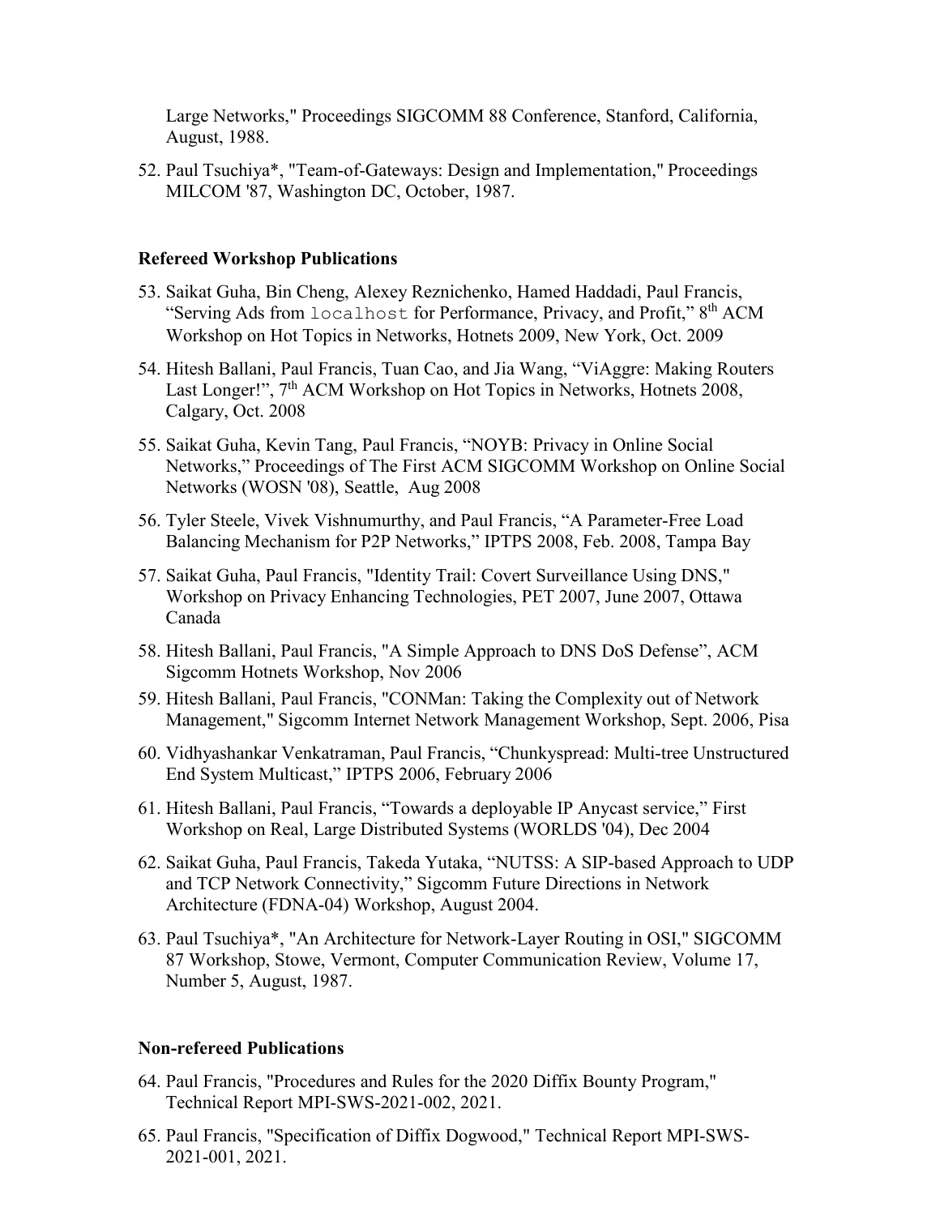Large Networks," Proceedings SIGCOMM 88 Conference, Stanford, California, August, 1988.

52. Paul Tsuchiya*, "Team-of-Gateways: Design and Implementation," Proceedings MILCOM '87, Washington DC, October, 1987.

### Refereed Workshop Publications

53. Saikat Guha, Bin Cheng, Alexey Reznichenko, Hamed Haddadi, Paul Francis, "Serving Ads from `localhost` for Performance, Privacy, and Profit," 8th ACM Workshop on Hot Topics in Networks, Hotnets 2009, New York, Oct. 2009
54. Hitesh Ballani, Paul Francis, Tuan Cao, and Jia Wang, "ViAggre: Making Routers Last Longer!", 7th ACM Workshop on Hot Topics in Networks, Hotnets 2008, Calgary, Oct. 2008
55. Saikat Guha, Kevin Tang, Paul Francis, "NOYB: Privacy in Online Social Networks," Proceedings of The First ACM SIGCOMM Workshop on Online Social Networks (WOSN '08), Seattle, Aug 2008
56. Tyler Steele, Vivek Vishnumurthy, and Paul Francis, "A Parameter-Free Load Balancing Mechanism for P2P Networks," IPTPS 2008, Feb. 2008, Tampa Bay
57. Saikat Guha, Paul Francis, "Identity Trail: Covert Surveillance Using DNS," Workshop on Privacy Enhancing Technologies, PET 2007, June 2007, Ottawa Canada
58. Hitesh Ballani, Paul Francis, "A Simple Approach to DNS DoS Defense", ACM Sigcomm Hotnets Workshop, Nov 2006
59. Hitesh Ballani, Paul Francis, "CONMan: Taking the Complexity out of Network Management," Sigcomm Internet Network Management Workshop, Sept. 2006, Pisa
60. Vidhyashankar Venkatraman, Paul Francis, "Chunkyspread: Multi-tree Unstructured End System Multicast," IPTPS 2006, February 2006
61. Hitesh Ballani, Paul Francis, "Towards a deployable IP Anycast service," First Workshop on Real, Large Distributed Systems (WORLDS '04), Dec 2004
62. Saikat Guha, Paul Francis, Takeda Yutaka, "NUTSS: A SIP-based Approach to UDP and TCP Network Connectivity," Sigcomm Future Directions in Network Architecture (FDNA-04) Workshop, August 2004.
63. Paul Tsuchiya*, "An Architecture for Network-Layer Routing in OSI," SIGCOMM 87 Workshop, Stowe, Vermont, Computer Communication Review, Volume 17, Number 5, August, 1987.

### Non-refereed Publications

64. Paul Francis, "Procedures and Rules for the 2020 Diffix Bounty Program," Technical Report MPI-SWS-2021-002, 2021.
65. Paul Francis, "Specification of Diffix Dogwood," Technical Report MPI-SWS-2021-001, 2021.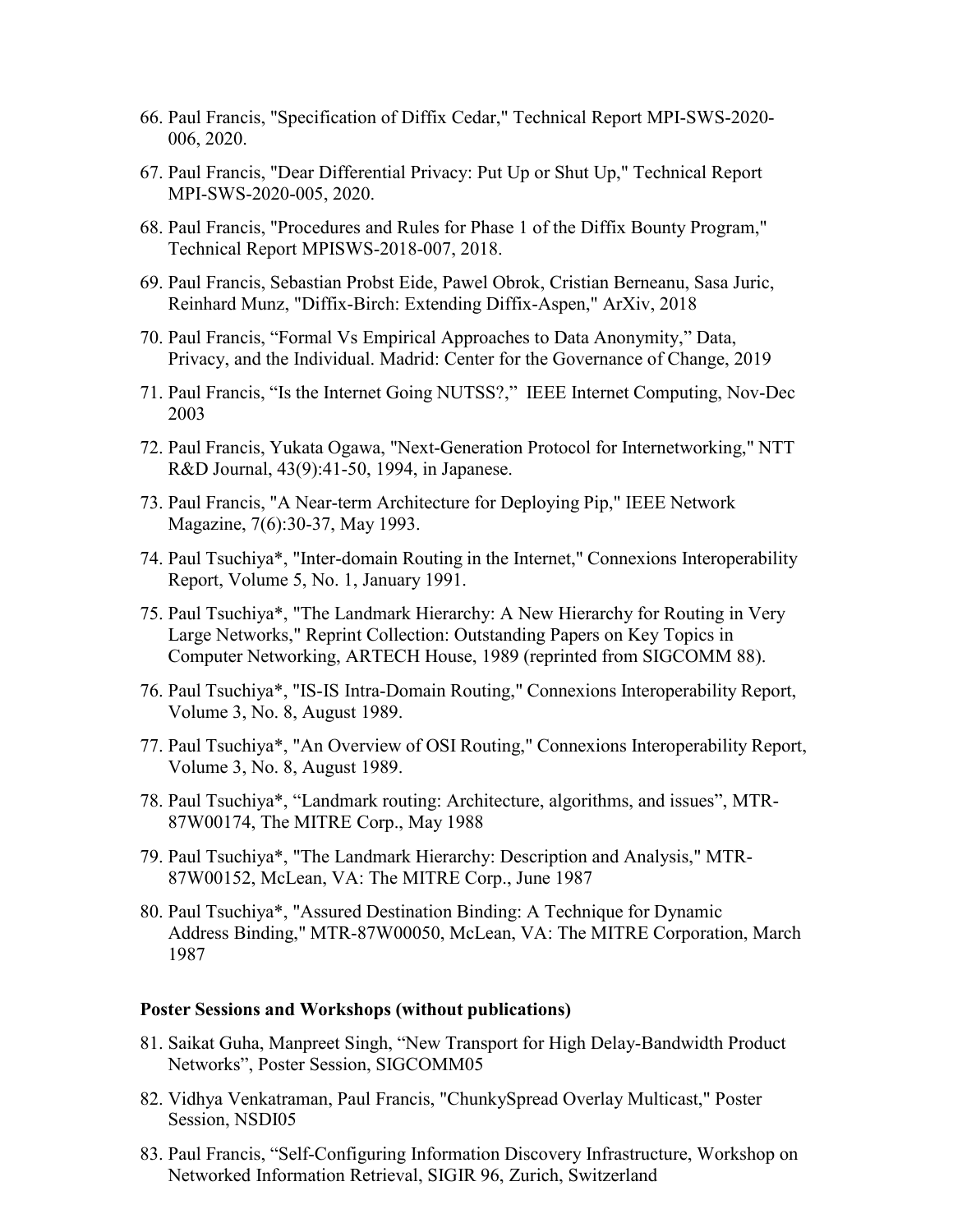66. Paul Francis, "Specification of Diffix Cedar," Technical Report MPI-SWS-2020-006, 2020.

67. Paul Francis, "Dear Differential Privacy: Put Up or Shut Up," Technical Report MPI-SWS-2020-005, 2020.

68. Paul Francis, "Procedures and Rules for Phase 1 of the Diffix Bounty Program," Technical Report MPISWS-2018-007, 2018.

69. Paul Francis, Sebastian Probst Eide, Pawel Obrok, Cristian Berneanu, Sasa Juric, Reinhard Munz, "Diffix-Birch: Extending Diffix-Aspen," ArXiv, 2018

70. Paul Francis, "Formal Vs Empirical Approaches to Data Anonymity," Data, Privacy, and the Individual. Madrid: Center for the Governance of Change, 2019

71. Paul Francis, "Is the Internet Going NUTSS?," IEEE Internet Computing, Nov-Dec 2003

72. Paul Francis, Yukata Ogawa, "Next-Generation Protocol for Internetworking," NTT R&D Journal, 43(9):41-50, 1994, in Japanese.

73. Paul Francis, "A Near-term Architecture for Deploying Pip," IEEE Network Magazine, 7(6):30-37, May 1993.

74. Paul Tsuchiya*, "Inter-domain Routing in the Internet," Connexions Interoperability Report, Volume 5, No. 1, January 1991.

75. Paul Tsuchiya*, "The Landmark Hierarchy: A New Hierarchy for Routing in Very Large Networks," Reprint Collection: Outstanding Papers on Key Topics in Computer Networking, ARTECH House, 1989 (reprinted from SIGCOMM 88).

76. Paul Tsuchiya*, "IS-IS Intra-Domain Routing," Connexions Interoperability Report, Volume 3, No. 8, August 1989.

77. Paul Tsuchiya*, "An Overview of OSI Routing," Connexions Interoperability Report, Volume 3, No. 8, August 1989.

78. Paul Tsuchiya*, "Landmark routing: Architecture, algorithms, and issues", MTR-87W00174, The MITRE Corp., May 1988

79. Paul Tsuchiya*, "The Landmark Hierarchy: Description and Analysis," MTR-87W00152, McLean, VA: The MITRE Corp., June 1987

80. Paul Tsuchiya*, "Assured Destination Binding: A Technique for Dynamic Address Binding," MTR-87W00050, McLean, VA: The MITRE Corporation, March 1987

**Poster Sessions and Workshops (without publications)**

81. Saikat Guha, Manpreet Singh, "New Transport for High Delay-Bandwidth Product Networks", Poster Session, SIGCOMM05

82. Vidhya Venkatraman, Paul Francis, "ChunkySpread Overlay Multicast," Poster Session, NSDI05

83. Paul Francis, "Self-Configuring Information Discovery Infrastructure, Workshop on Networked Information Retrieval, SIGIR 96, Zurich, Switzerland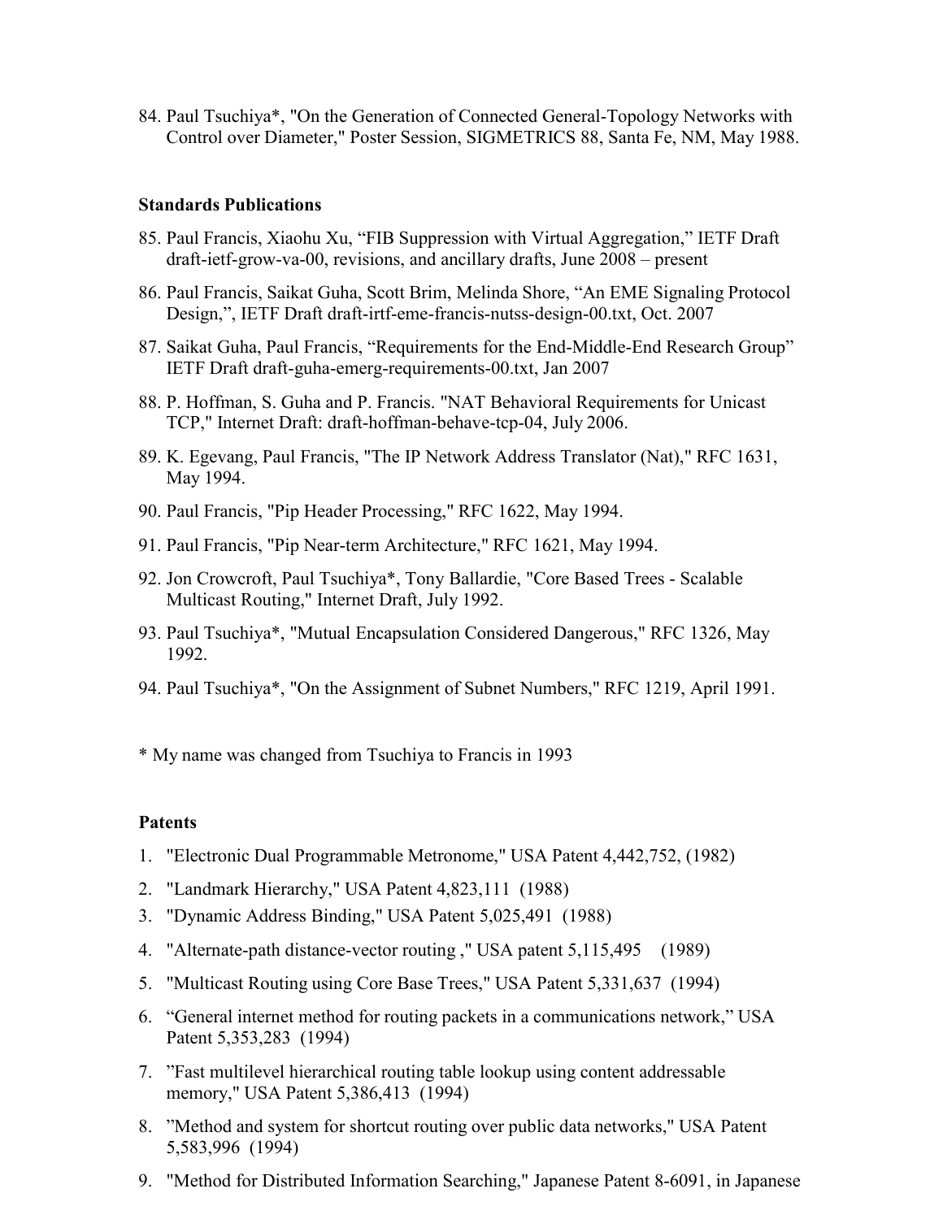84. Paul Tsuchiya*, "On the Generation of Connected General-Topology Networks with Control over Diameter," Poster Session, SIGMETRICS 88, Santa Fe, NM, May 1988.

**Standards Publications**

85. Paul Francis, Xiaohu Xu, "FIB Suppression with Virtual Aggregation," IETF Draft draft-ietf-grow-va-00, revisions, and ancillary drafts, June 2008 – present
86. Paul Francis, Saikat Guha, Scott Brim, Melinda Shore, "An EME Signaling Protocol Design,", IETF Draft draft-irtf-eme-francis-nutss-design-00.txt, Oct. 2007
87. Saikat Guha, Paul Francis, "Requirements for the End-Middle-End Research Group" IETF Draft draft-guha-emerg-requirements-00.txt, Jan 2007
88. P. Hoffman, S. Guha and P. Francis. "NAT Behavioral Requirements for Unicast TCP," Internet Draft: draft-hoffman-behave-tcp-04, July 2006.
89. K. Egevang, Paul Francis, "The IP Network Address Translator (Nat)," RFC 1631, May 1994.
90. Paul Francis, "Pip Header Processing," RFC 1622, May 1994.
91. Paul Francis, "Pip Near-term Architecture," RFC 1621, May 1994.
92. Jon Crowcroft, Paul Tsuchiya*, Tony Ballardie, "Core Based Trees - Scalable Multicast Routing," Internet Draft, July 1992.
93. Paul Tsuchiya*, "Mutual Encapsulation Considered Dangerous," RFC 1326, May 1992.
94. Paul Tsuchiya*, "On the Assignment of Subnet Numbers," RFC 1219, April 1991.

* My name was changed from Tsuchiya to Francis in 1993

**Patents**

1. "Electronic Dual Programmable Metronome," USA Patent 4,442,752, (1982)
2. "Landmark Hierarchy," USA Patent 4,823,111 (1988)
3. "Dynamic Address Binding," USA Patent 5,025,491 (1988)
4. "Alternate-path distance-vector routing ," USA patent 5,115,495 (1989)
5. "Multicast Routing using Core Base Trees," USA Patent 5,331,637 (1994)
6. "General internet method for routing packets in a communications network," USA Patent 5,353,283 (1994)
7. "Fast multilevel hierarchical routing table lookup using content addressable memory," USA Patent 5,386,413 (1994)
8. "Method and system for shortcut routing over public data networks," USA Patent 5,583,996 (1994)
9. "Method for Distributed Information Searching," Japanese Patent 8-6091, in Japanese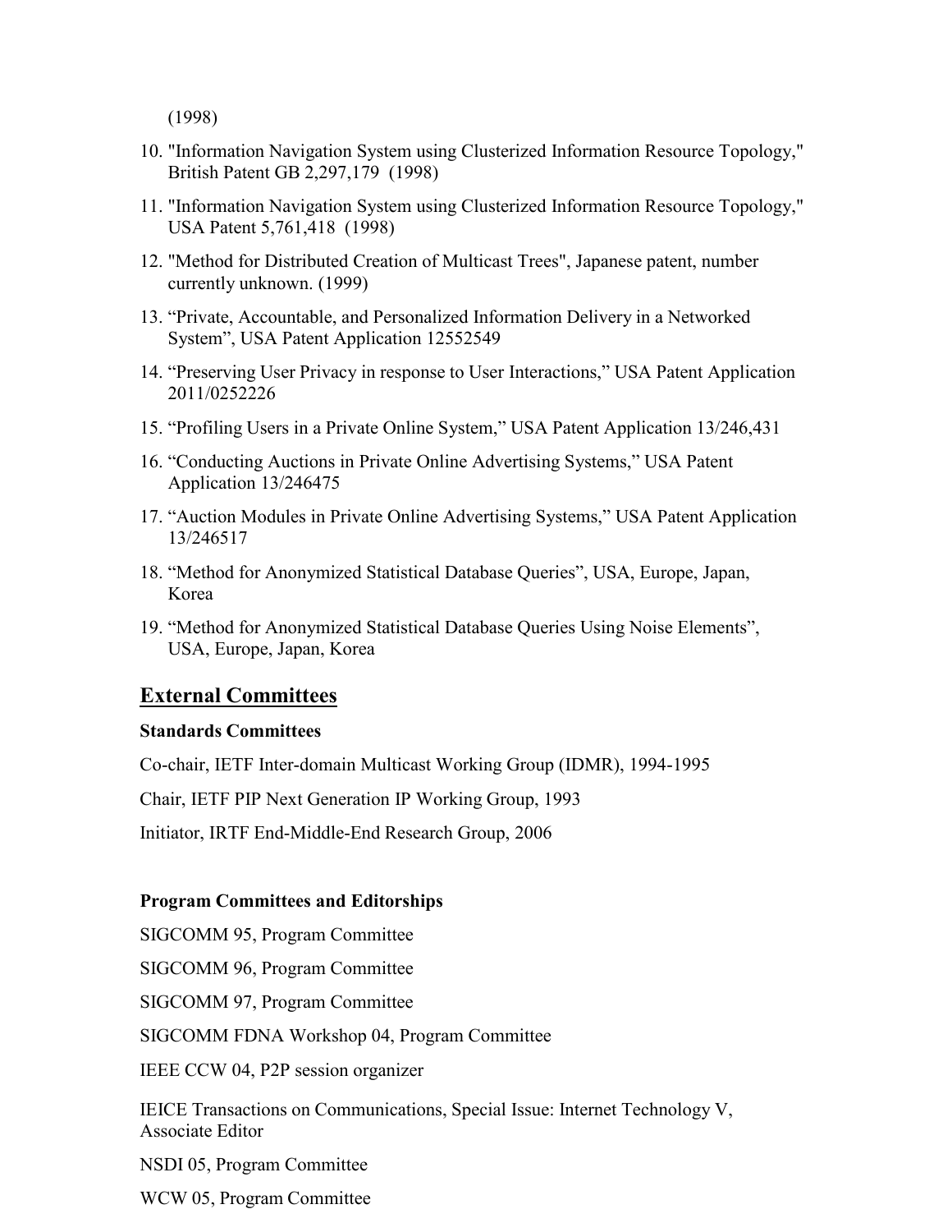(1998)

10. "Information Navigation System using Clusterized Information Resource Topology," British Patent GB 2,297,179 (1998)
11. "Information Navigation System using Clusterized Information Resource Topology," USA Patent 5,761,418 (1998)
12. "Method for Distributed Creation of Multicast Trees", Japanese patent, number currently unknown. (1999)
13. "Private, Accountable, and Personalized Information Delivery in a Networked System", USA Patent Application 12552549
14. "Preserving User Privacy in response to User Interactions," USA Patent Application 2011/0252226
15. "Profiling Users in a Private Online System," USA Patent Application 13/246,431
16. "Conducting Auctions in Private Online Advertising Systems," USA Patent Application 13/246475
17. "Auction Modules in Private Online Advertising Systems," USA Patent Application 13/246517
18. "Method for Anonymized Statistical Database Queries", USA, Europe, Japan, Korea
19. "Method for Anonymized Statistical Database Queries Using Noise Elements", USA, Europe, Japan, Korea

## External Committees

**Standards Committees**

Co-chair, IETF Inter-domain Multicast Working Group (IDMR), 1994-1995

Chair, IETF PIP Next Generation IP Working Group, 1993

Initiator, IRTF End-Middle-End Research Group, 2006

**Program Committees and Editorships**

SIGCOMM 95, Program Committee

SIGCOMM 96, Program Committee

SIGCOMM 97, Program Committee

SIGCOMM FDNA Workshop 04, Program Committee

IEEE CCW 04, P2P session organizer

IEICE Transactions on Communications, Special Issue: Internet Technology V, Associate Editor

NSDI 05, Program Committee

WCW 05, Program Committee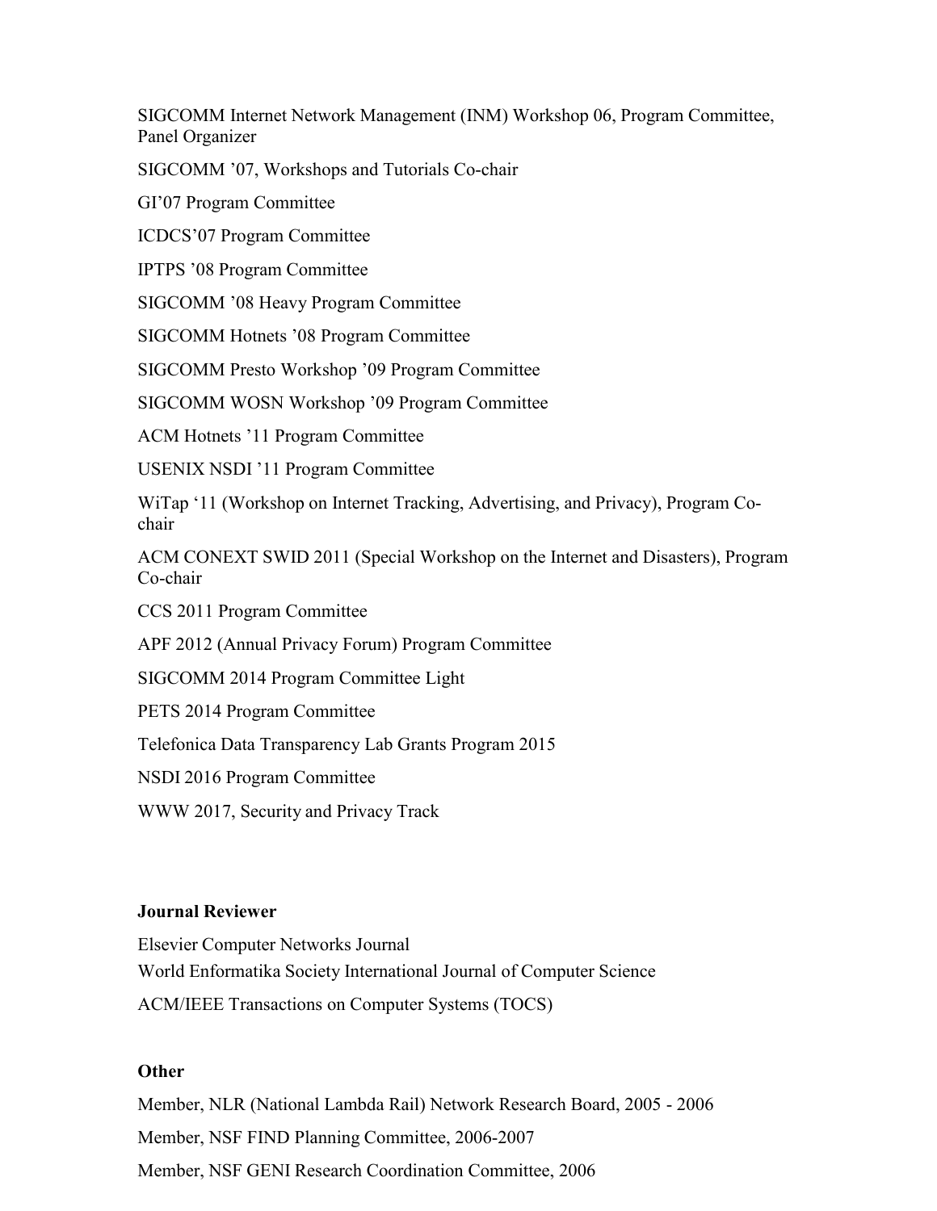SIGCOMM Internet Network Management (INM) Workshop 06, Program Committee, Panel Organizer

SIGCOMM '07, Workshops and Tutorials Co-chair

GI'07 Program Committee

ICDCS'07 Program Committee

IPTPS '08 Program Committee

SIGCOMM '08 Heavy Program Committee

SIGCOMM Hotnets '08 Program Committee

SIGCOMM Presto Workshop '09 Program Committee

SIGCOMM WOSN Workshop '09 Program Committee

ACM Hotnets '11 Program Committee

USENIX NSDI '11 Program Committee

WiTap '11 (Workshop on Internet Tracking, Advertising, and Privacy), Program Co-chair

ACM CONEXT SWID 2011 (Special Workshop on the Internet and Disasters), Program Co-chair

CCS 2011 Program Committee

APF 2012 (Annual Privacy Forum) Program Committee

SIGCOMM 2014 Program Committee Light

PETS 2014 Program Committee

Telefonica Data Transparency Lab Grants Program 2015

NSDI 2016 Program Committee

WWW 2017, Security and Privacy Track

**Journal Reviewer**

Elsevier Computer Networks Journal

World Enformatika Society International Journal of Computer Science

ACM/IEEE Transactions on Computer Systems (TOCS)

**Other**

Member, NLR (National Lambda Rail) Network Research Board, 2005 - 2006

Member, NSF FIND Planning Committee, 2006-2007

Member, NSF GENI Research Coordination Committee, 2006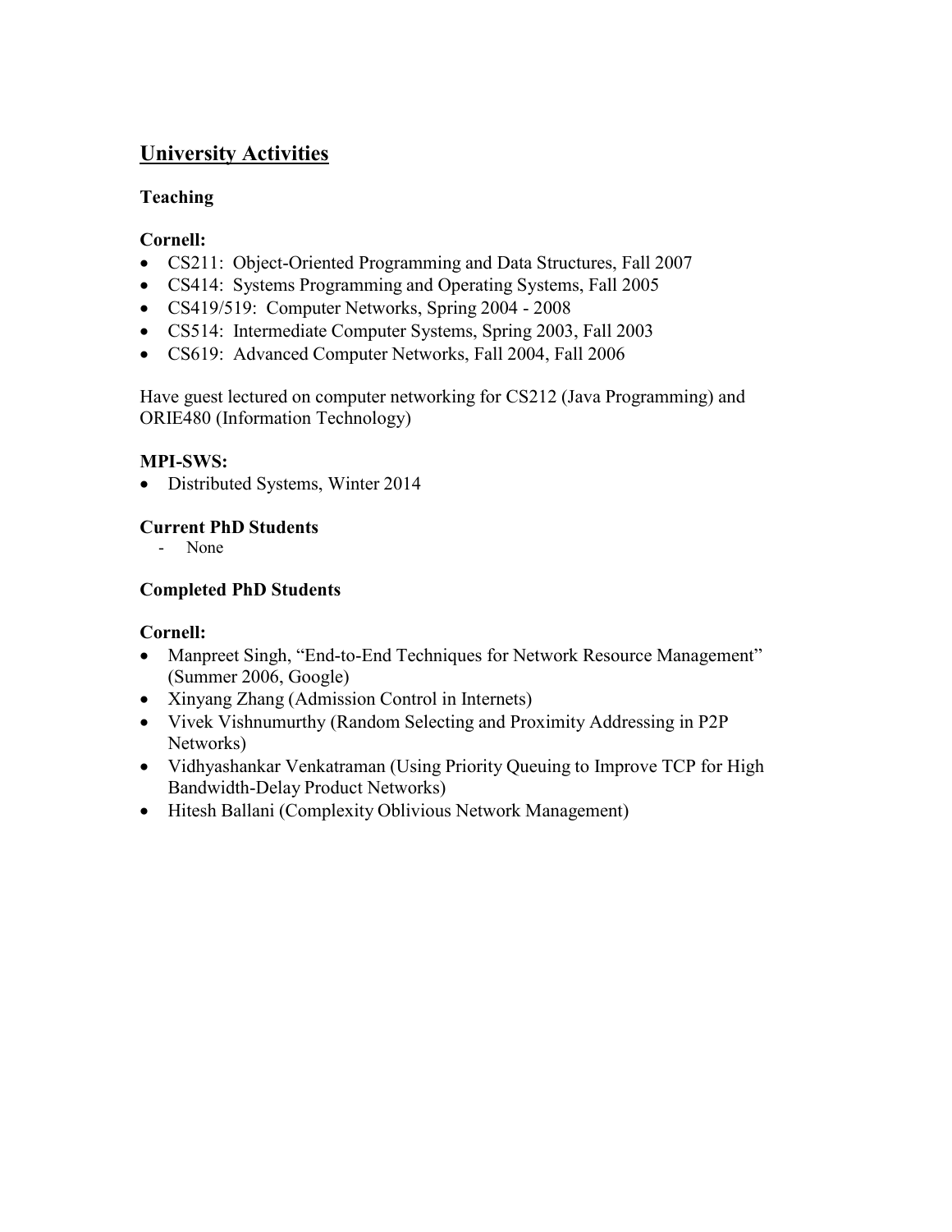## University Activities

### Teaching

**Cornell:**

- CS211: Object-Oriented Programming and Data Structures, Fall 2007
- CS414: Systems Programming and Operating Systems, Fall 2005
- CS419/519: Computer Networks, Spring 2004 - 2008
- CS514: Intermediate Computer Systems, Spring 2003, Fall 2003
- CS619: Advanced Computer Networks, Fall 2004, Fall 2006

Have guest lectured on computer networking for CS212 (Java Programming) and ORIE480 (Information Technology)

**MPI-SWS:**

- Distributed Systems, Winter 2014

### Current PhD Students

- None

### Completed PhD Students

**Cornell:**

- Manpreet Singh, "End-to-End Techniques for Network Resource Management" (Summer 2006, Google)
- Xinyang Zhang (Admission Control in Internets)
- Vivek Vishnumurthy (Random Selecting and Proximity Addressing in P2P Networks)
- Vidhyashankar Venkatraman (Using Priority Queuing to Improve TCP for High Bandwidth-Delay Product Networks)
- Hitesh Ballani (Complexity Oblivious Network Management)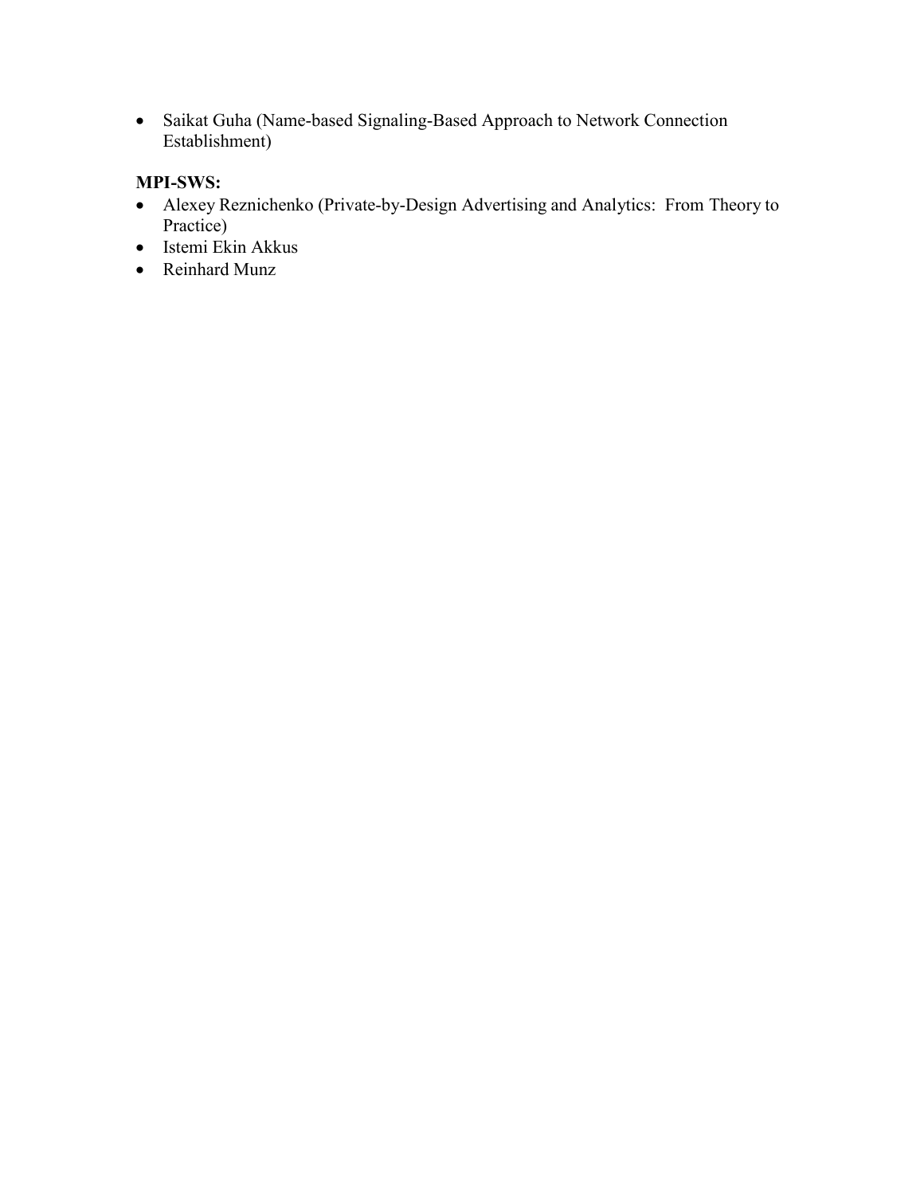- Saikat Guha (Name-based Signaling-Based Approach to Network Connection Establishment)

**MPI-SWS:**

- Alexey Reznichenko (Private-by-Design Advertising and Analytics: From Theory to Practice)
- Istemi Ekin Akkus
- Reinhard Munz